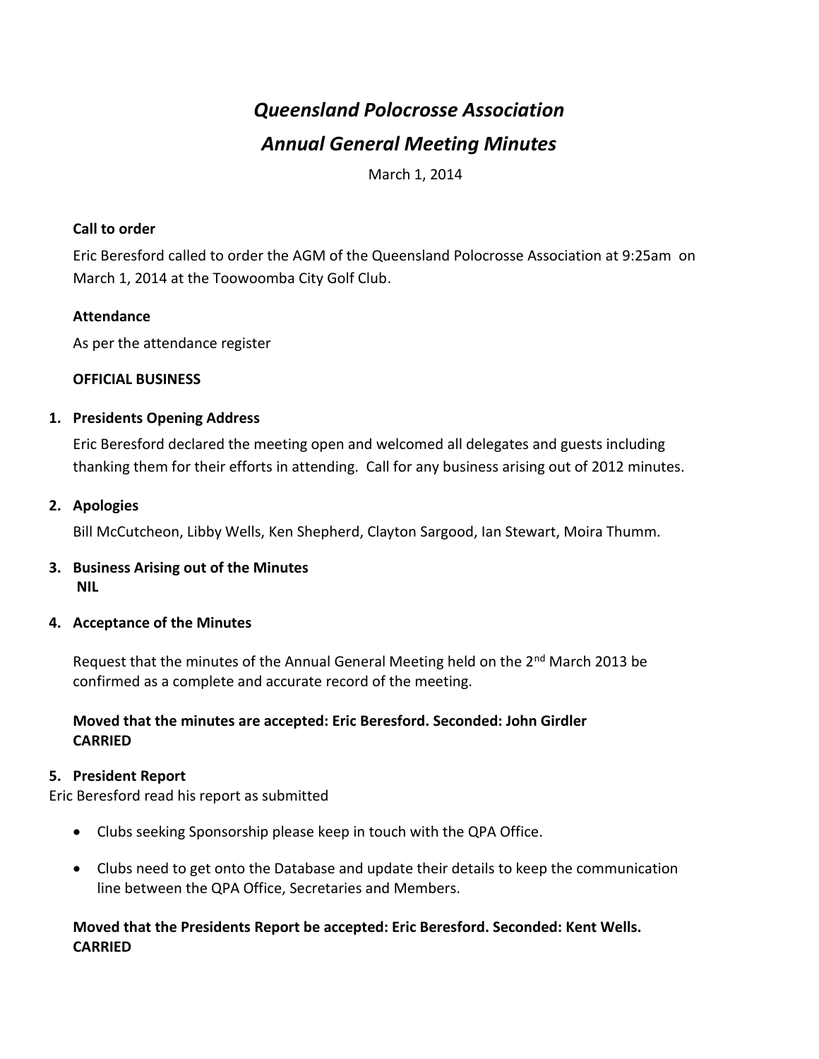# *Queensland Polocrosse Association*

## *Annual General Meeting Minutes*

March 1, 2014

**Call to order**

Eric Beresford called to order the AGM of the Queensland Polocrosse Association at 9:25am on March 1, 2014 at the Toowoomba City Golf Club.

**Attendance**

As per the attendance register

**OFFICIAL BUSINESS**

1. **Presidents Opening Address**

   Eric Beresford declared the meeting open and welcomed all delegates and guests including thanking them for their efforts in attending. Call for any business arising out of 2012 minutes.

2. **Apologies**

   Bill McCutcheon, Libby Wells, Ken Shepherd, Clayton Sargood, Ian Stewart, Moira Thumm.

3. **Business Arising out of the Minutes**
   **NIL**

4. **Acceptance of the Minutes**

   Request that the minutes of the Annual General Meeting held on the 2nd March 2013 be confirmed as a complete and accurate record of the meeting.

   **Moved that the minutes are accepted: Eric Beresford. Seconded: John Girdler**
   **CARRIED**

5. **President Report**

Eric Beresford read his report as submitted

- Clubs seeking Sponsorship please keep in touch with the QPA Office.
- Clubs need to get onto the Database and update their details to keep the communication line between the QPA Office, Secretaries and Members.

**Moved that the Presidents Report be accepted: Eric Beresford. Seconded: Kent Wells.**
**CARRIED**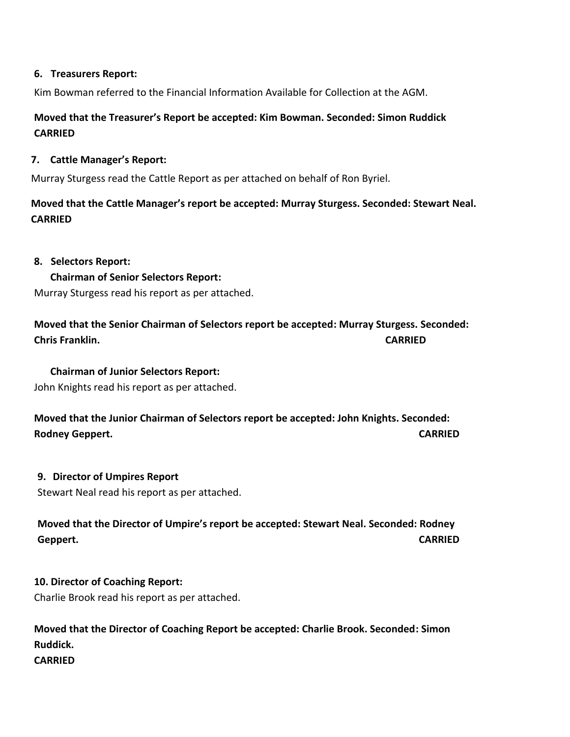**6. Treasurers Report:**

Kim Bowman referred to the Financial Information Available for Collection at the AGM.

**Moved that the Treasurer's Report be accepted: Kim Bowman. Seconded: Simon Ruddick**
**CARRIED**

**7. Cattle Manager's Report:**

Murray Sturgess read the Cattle Report as per attached on behalf of Ron Byriel.

**Moved that the Cattle Manager's report be accepted: Murray Sturgess. Seconded: Stewart Neal.**
**CARRIED**

**8. Selectors Report:**

**Chairman of Senior Selectors Report:**

Murray Sturgess read his report as per attached.

**Moved that the Senior Chairman of Selectors report be accepted: Murray Sturgess. Seconded: Chris Franklin. CARRIED**

**Chairman of Junior Selectors Report:**

John Knights read his report as per attached.

**Moved that the Junior Chairman of Selectors report be accepted: John Knights. Seconded: Rodney Geppert. CARRIED**

**9. Director of Umpires Report**

Stewart Neal read his report as per attached.

**Moved that the Director of Umpire's report be accepted: Stewart Neal. Seconded: Rodney Geppert. CARRIED**

**10. Director of Coaching Report:**

Charlie Brook read his report as per attached.

**Moved that the Director of Coaching Report be accepted: Charlie Brook. Seconded: Simon Ruddick.**
**CARRIED**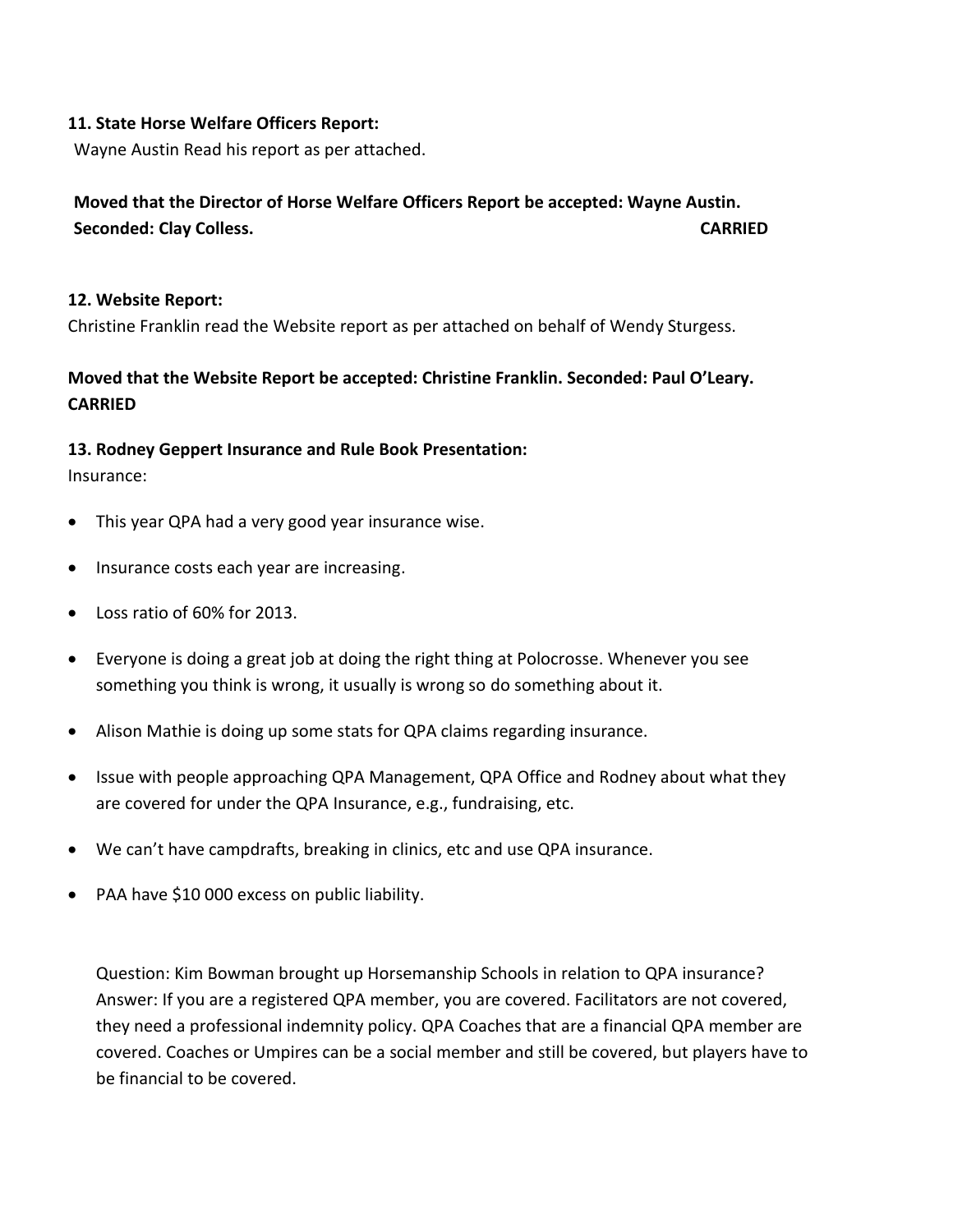**11. State Horse Welfare Officers Report:**

Wayne Austin Read his report as per attached.

**Moved that the Director of Horse Welfare Officers Report be accepted: Wayne Austin. Seconded: Clay Colless. CARRIED**

**12. Website Report:**

Christine Franklin read the Website report as per attached on behalf of Wendy Sturgess.

**Moved that the Website Report be accepted: Christine Franklin. Seconded: Paul O'Leary. CARRIED**

**13. Rodney Geppert Insurance and Rule Book Presentation:**

Insurance:

- This year QPA had a very good year insurance wise.
- Insurance costs each year are increasing.
- Loss ratio of 60% for 2013.
- Everyone is doing a great job at doing the right thing at Polocrosse. Whenever you see something you think is wrong, it usually is wrong so do something about it.
- Alison Mathie is doing up some stats for QPA claims regarding insurance.
- Issue with people approaching QPA Management, QPA Office and Rodney about what they are covered for under the QPA Insurance, e.g., fundraising, etc.
- We can't have campdrafts, breaking in clinics, etc and use QPA insurance.
- PAA have $10 000 excess on public liability.

Question: Kim Bowman brought up Horsemanship Schools in relation to QPA insurance? Answer: If you are a registered QPA member, you are covered. Facilitators are not covered, they need a professional indemnity policy. QPA Coaches that are a financial QPA member are covered. Coaches or Umpires can be a social member and still be covered, but players have to be financial to be covered.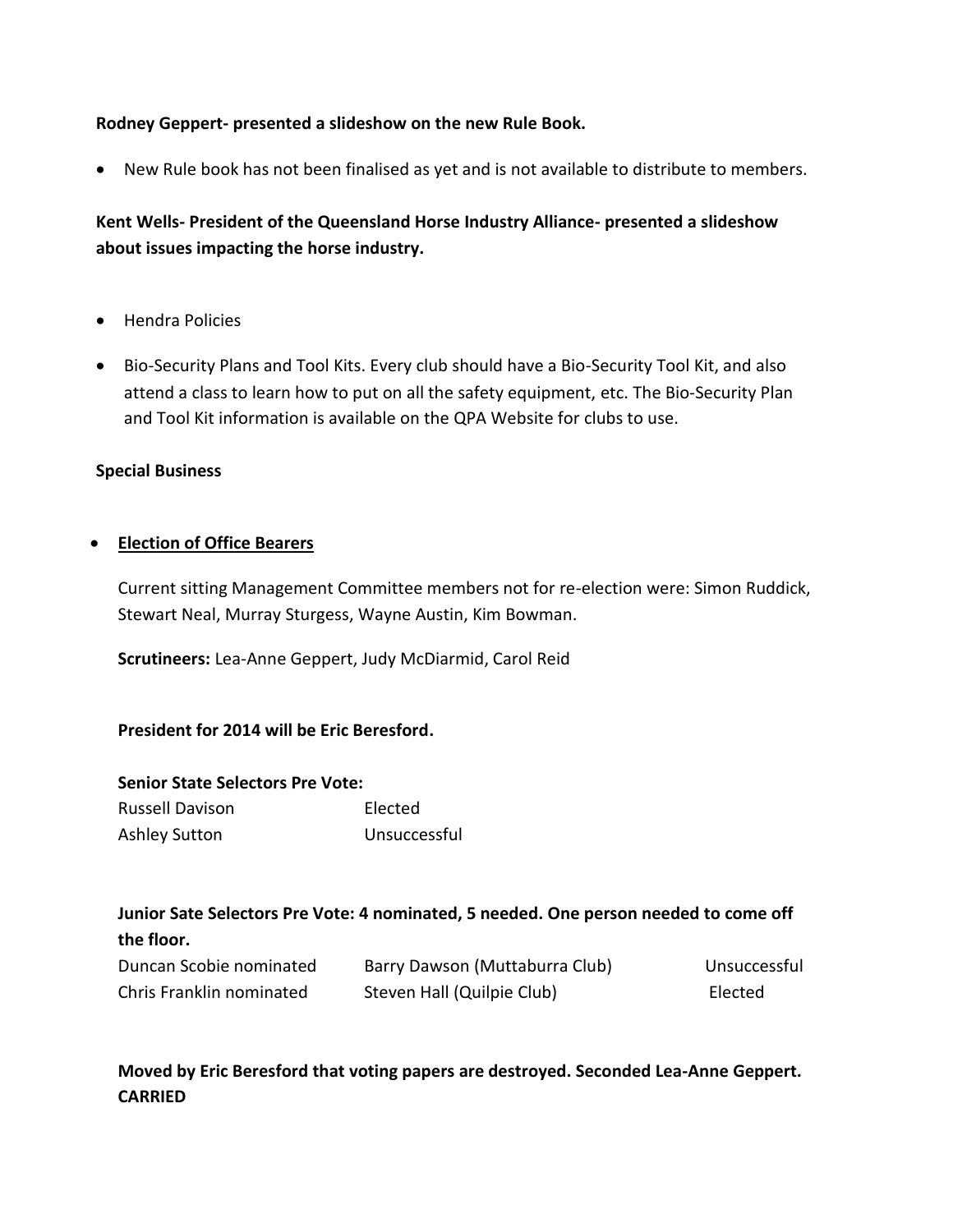**Rodney Geppert- presented a slideshow on the new Rule Book.**

- New Rule book has not been finalised as yet and is not available to distribute to members.

**Kent Wells- President of the Queensland Horse Industry Alliance- presented a slideshow about issues impacting the horse industry.**

- Hendra Policies
- Bio-Security Plans and Tool Kits. Every club should have a Bio-Security Tool Kit, and also attend a class to learn how to put on all the safety equipment, etc. The Bio-Security Plan and Tool Kit information is available on the QPA Website for clubs to use.

**Special Business**

- **Election of Office Bearers**

  Current sitting Management Committee members not for re-election were: Simon Ruddick, Stewart Neal, Murray Sturgess, Wayne Austin, Kim Bowman.

  **Scrutineers:** Lea-Anne Geppert, Judy McDiarmid, Carol Reid

  **President for 2014 will be Eric Beresford.**

  **Senior State Selectors Pre Vote:**

  | | |
  |---|---|
  | Russell Davison | Elected |
  | Ashley Sutton | Unsuccessful |

  **Junior Sate Selectors Pre Vote: 4 nominated, 5 needed. One person needed to come off the floor.**

  | | | |
  |---|---|---|
  | Duncan Scobie nominated | Barry Dawson (Muttaburra Club) | Unsuccessful |
  | Chris Franklin nominated | Steven Hall (Quilpie Club) | Elected |

  **Moved by Eric Beresford that voting papers are destroyed. Seconded Lea-Anne Geppert. CARRIED**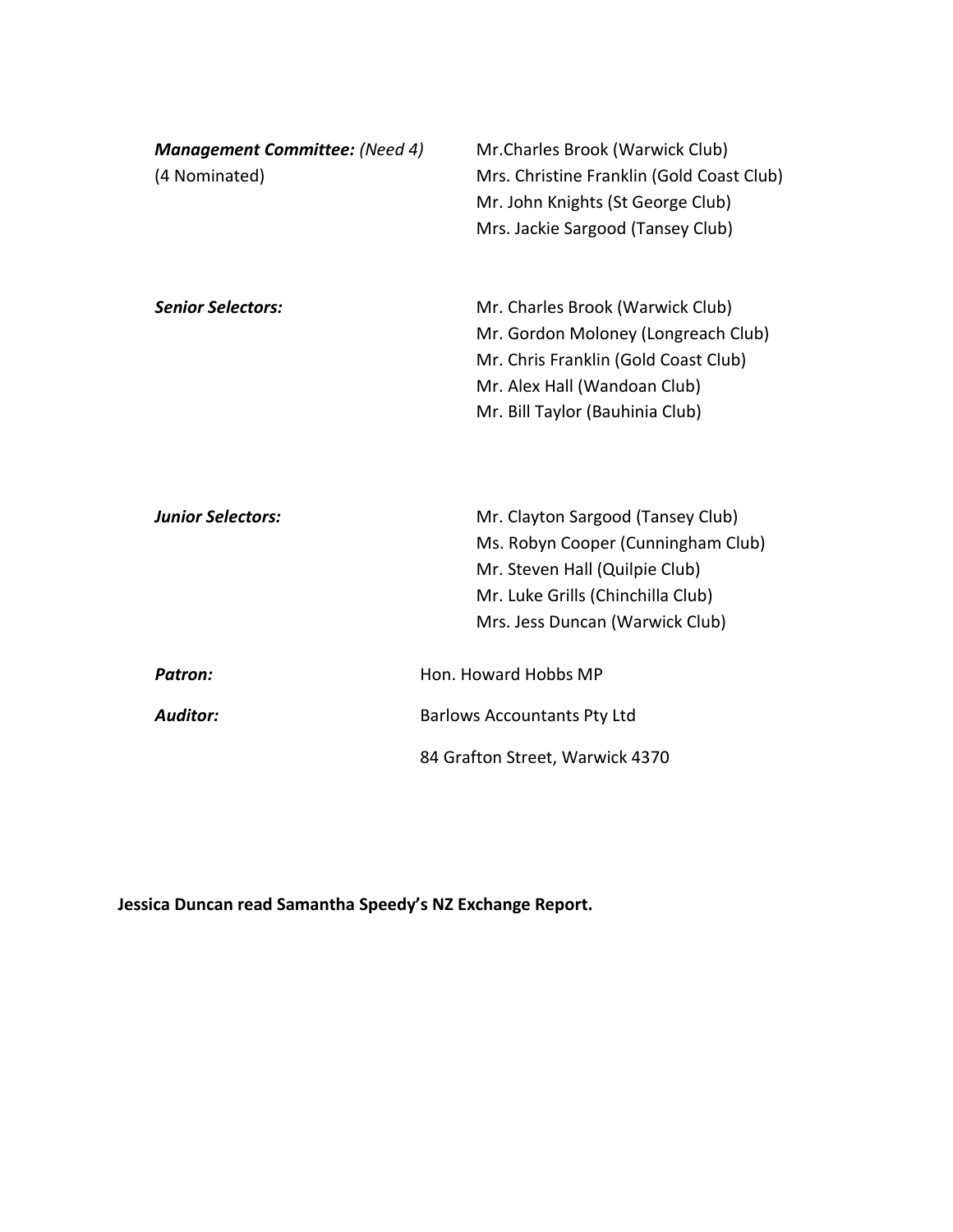| | |
|---|---|
| ***Management Committee:** (Need 4)* <br> (4 Nominated) | Mr.Charles Brook (Warwick Club) <br> Mrs. Christine Franklin (Gold Coast Club) <br> Mr. John Knights (St George Club) <br> Mrs. Jackie Sargood (Tansey Club) |
| ***Senior Selectors:*** | Mr. Charles Brook (Warwick Club) <br> Mr. Gordon Moloney (Longreach Club) <br> Mr. Chris Franklin (Gold Coast Club) <br> Mr. Alex Hall (Wandoan Club) <br> Mr. Bill Taylor (Bauhinia Club) |
| ***Junior Selectors:*** | Mr. Clayton Sargood (Tansey Club) <br> Ms. Robyn Cooper (Cunningham Club) <br> Mr. Steven Hall (Quilpie Club) <br> Mr. Luke Grills (Chinchilla Club) <br> Mrs. Jess Duncan (Warwick Club) |
| ***Patron:*** | Hon. Howard Hobbs MP |
| ***Auditor:*** | Barlows Accountants Pty Ltd <br> 84 Grafton Street, Warwick 4370 |

**Jessica Duncan read Samantha Speedy's NZ Exchange Report.**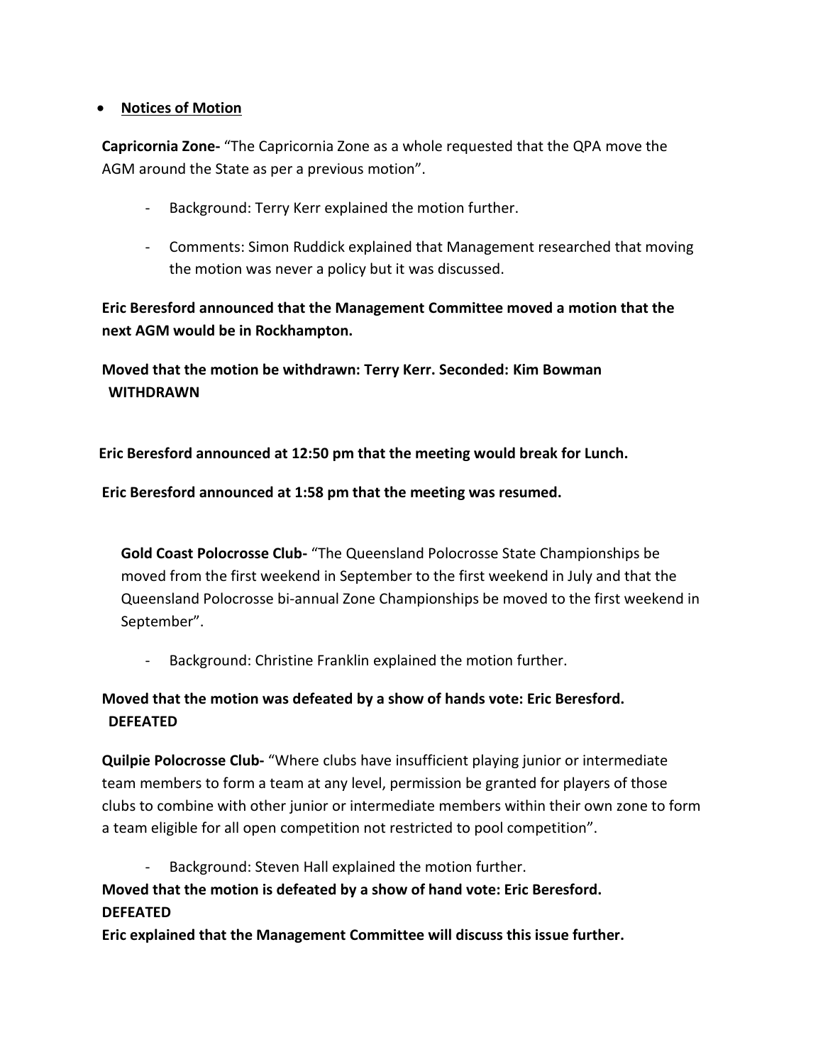- **Notices of Motion**

**Capricornia Zone-** "The Capricornia Zone as a whole requested that the QPA move the AGM around the State as per a previous motion".

- Background: Terry Kerr explained the motion further.
- Comments: Simon Ruddick explained that Management researched that moving the motion was never a policy but it was discussed.

**Eric Beresford announced that the Management Committee moved a motion that the next AGM would be in Rockhampton.**

**Moved that the motion be withdrawn: Terry Kerr. Seconded: Kim Bowman**
**WITHDRAWN**

**Eric Beresford announced at 12:50 pm that the meeting would break for Lunch.**

**Eric Beresford announced at 1:58 pm that the meeting was resumed.**

**Gold Coast Polocrosse Club-** "The Queensland Polocrosse State Championships be moved from the first weekend in September to the first weekend in July and that the Queensland Polocrosse bi-annual Zone Championships be moved to the first weekend in September".

- Background: Christine Franklin explained the motion further.

**Moved that the motion was defeated by a show of hands vote: Eric Beresford.**
**DEFEATED**

**Quilpie Polocrosse Club-** "Where clubs have insufficient playing junior or intermediate team members to form a team at any level, permission be granted for players of those clubs to combine with other junior or intermediate members within their own zone to form a team eligible for all open competition not restricted to pool competition".

- Background: Steven Hall explained the motion further.

**Moved that the motion is defeated by a show of hand vote: Eric Beresford.**
**DEFEATED**
**Eric explained that the Management Committee will discuss this issue further.**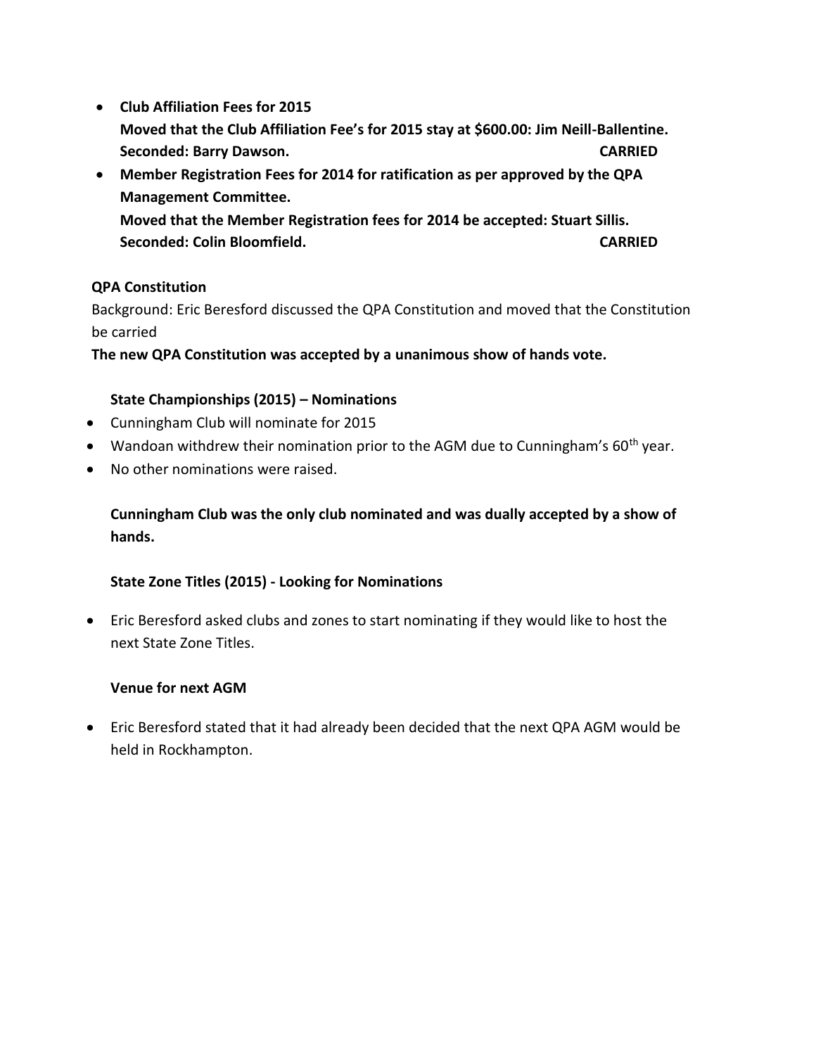- **Club Affiliation Fees for 2015**
  **Moved that the Club Affiliation Fee's for 2015 stay at $600.00: Jim Neill-Ballentine.**
  **Seconded: Barry Dawson. CARRIED**
- **Member Registration Fees for 2014 for ratification as per approved by the QPA Management Committee.**
  **Moved that the Member Registration fees for 2014 be accepted: Stuart Sillis.**
  **Seconded: Colin Bloomfield. CARRIED**

**QPA Constitution**

Background: Eric Beresford discussed the QPA Constitution and moved that the Constitution be carried

**The new QPA Constitution was accepted by a unanimous show of hands vote.**

**State Championships (2015) – Nominations**

- Cunningham Club will nominate for 2015
- Wandoan withdrew their nomination prior to the AGM due to Cunningham's 60th year.
- No other nominations were raised.

**Cunningham Club was the only club nominated and was dually accepted by a show of hands.**

**State Zone Titles (2015) - Looking for Nominations**

- Eric Beresford asked clubs and zones to start nominating if they would like to host the next State Zone Titles.

**Venue for next AGM**

- Eric Beresford stated that it had already been decided that the next QPA AGM would be held in Rockhampton.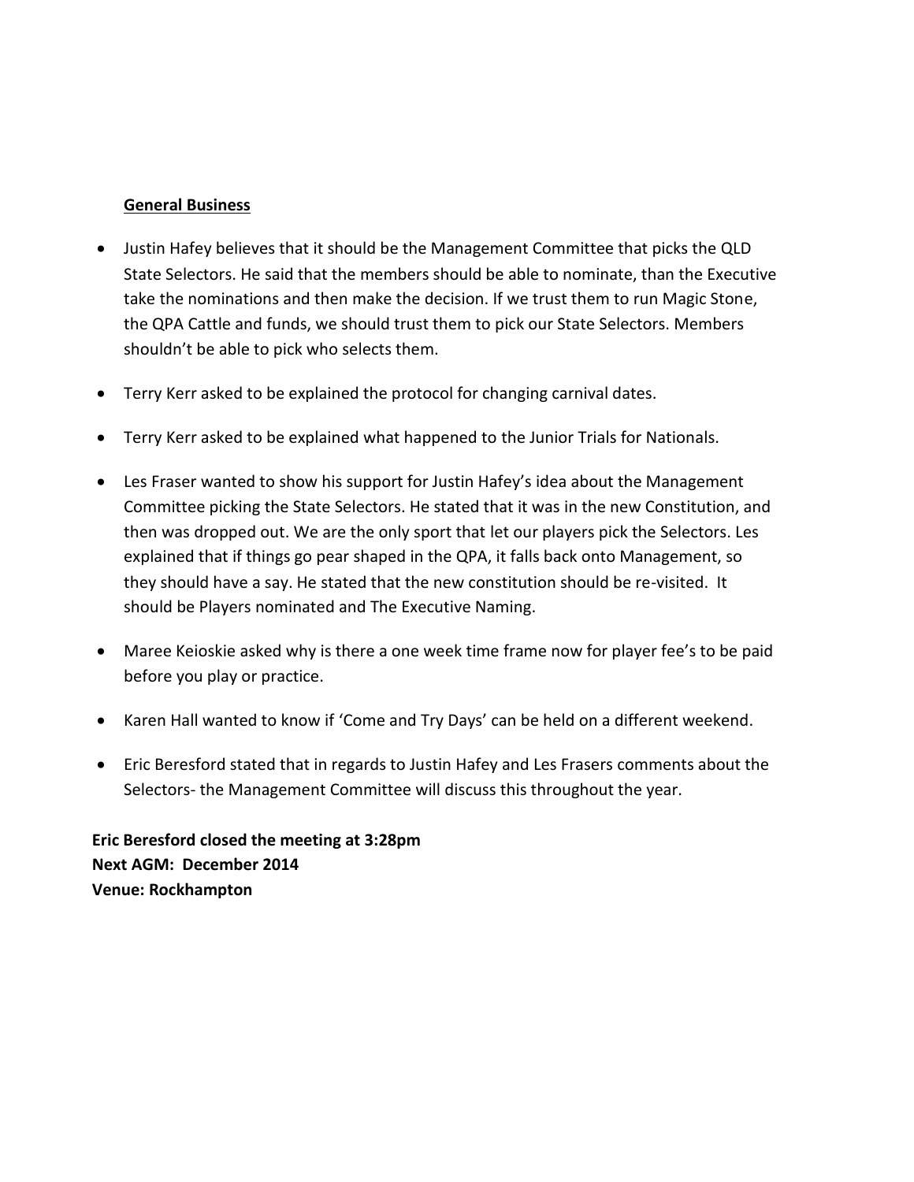**General Business**

- Justin Hafey believes that it should be the Management Committee that picks the QLD State Selectors. He said that the members should be able to nominate, than the Executive take the nominations and then make the decision. If we trust them to run Magic Stone, the QPA Cattle and funds, we should trust them to pick our State Selectors. Members shouldn't be able to pick who selects them.

- Terry Kerr asked to be explained the protocol for changing carnival dates.

- Terry Kerr asked to be explained what happened to the Junior Trials for Nationals.

- Les Fraser wanted to show his support for Justin Hafey's idea about the Management Committee picking the State Selectors. He stated that it was in the new Constitution, and then was dropped out. We are the only sport that let our players pick the Selectors. Les explained that if things go pear shaped in the QPA, it falls back onto Management, so they should have a say. He stated that the new constitution should be re-visited. It should be Players nominated and The Executive Naming.

- Maree Keioskie asked why is there a one week time frame now for player fee's to be paid before you play or practice.

- Karen Hall wanted to know if 'Come and Try Days' can be held on a different weekend.

- Eric Beresford stated that in regards to Justin Hafey and Les Frasers comments about the Selectors- the Management Committee will discuss this throughout the year.

**Eric Beresford closed the meeting at 3:28pm**
**Next AGM: December 2014**
**Venue: Rockhampton**